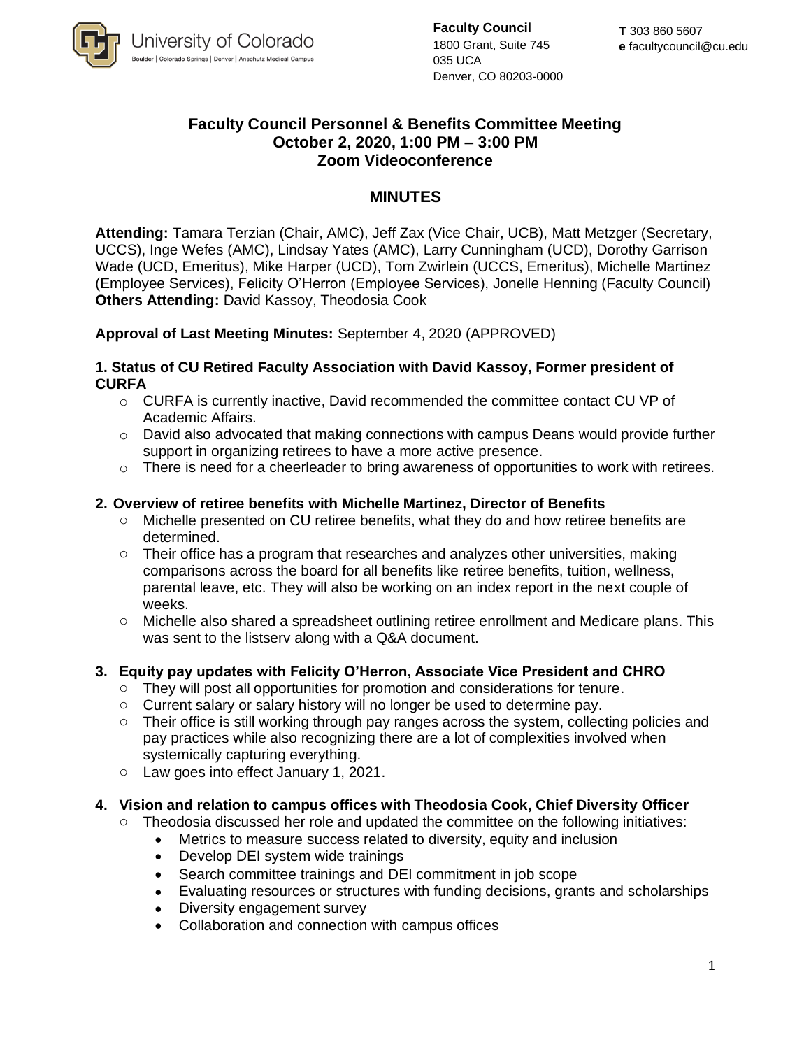University of Colorado
Boulder | Colorado Springs | Denver | Anschutz Medical Campus

**Faculty Council**
1800 Grant, Suite 745
035 UCA
Denver, CO 80203-0000

**T** 303 860 5607
**e** facultycouncil@cu.edu

# Faculty Council Personnel & Benefits Committee Meeting
## October 2, 2020, 1:00 PM – 3:00 PM
## Zoom Videoconference

## MINUTES

**Attending:** Tamara Terzian (Chair, AMC), Jeff Zax (Vice Chair, UCB), Matt Metzger (Secretary, UCCS), Inge Wefes (AMC), Lindsay Yates (AMC), Larry Cunningham (UCD), Dorothy Garrison Wade (UCD, Emeritus), Mike Harper (UCD), Tom Zwirlein (UCCS, Emeritus), Michelle Martinez (Employee Services), Felicity O'Herron (Employee Services), Jonelle Henning (Faculty Council)
**Others Attending:** David Kassoy, Theodosia Cook

**Approval of Last Meeting Minutes:** September 4, 2020 (APPROVED)

**1. Status of CU Retired Faculty Association with David Kassoy, Former president of CURFA**

- CURFA is currently inactive, David recommended the committee contact CU VP of Academic Affairs.
- David also advocated that making connections with campus Deans would provide further support in organizing retirees to have a more active presence.
- There is need for a cheerleader to bring awareness of opportunities to work with retirees.

**2. Overview of retiree benefits with Michelle Martinez, Director of Benefits**

- Michelle presented on CU retiree benefits, what they do and how retiree benefits are determined.
- Their office has a program that researches and analyzes other universities, making comparisons across the board for all benefits like retiree benefits, tuition, wellness, parental leave, etc. They will also be working on an index report in the next couple of weeks.
- Michelle also shared a spreadsheet outlining retiree enrollment and Medicare plans. This was sent to the listserv along with a Q&A document.

**3. Equity pay updates with Felicity O'Herron, Associate Vice President and CHRO**

- They will post all opportunities for promotion and considerations for tenure.
- Current salary or salary history will no longer be used to determine pay.
- Their office is still working through pay ranges across the system, collecting policies and pay practices while also recognizing there are a lot of complexities involved when systemically capturing everything.
- Law goes into effect January 1, 2021.

**4. Vision and relation to campus offices with Theodosia Cook, Chief Diversity Officer**

- Theodosia discussed her role and updated the committee on the following initiatives:
  - Metrics to measure success related to diversity, equity and inclusion
  - Develop DEI system wide trainings
  - Search committee trainings and DEI commitment in job scope
  - Evaluating resources or structures with funding decisions, grants and scholarships
  - Diversity engagement survey
  - Collaboration and connection with campus offices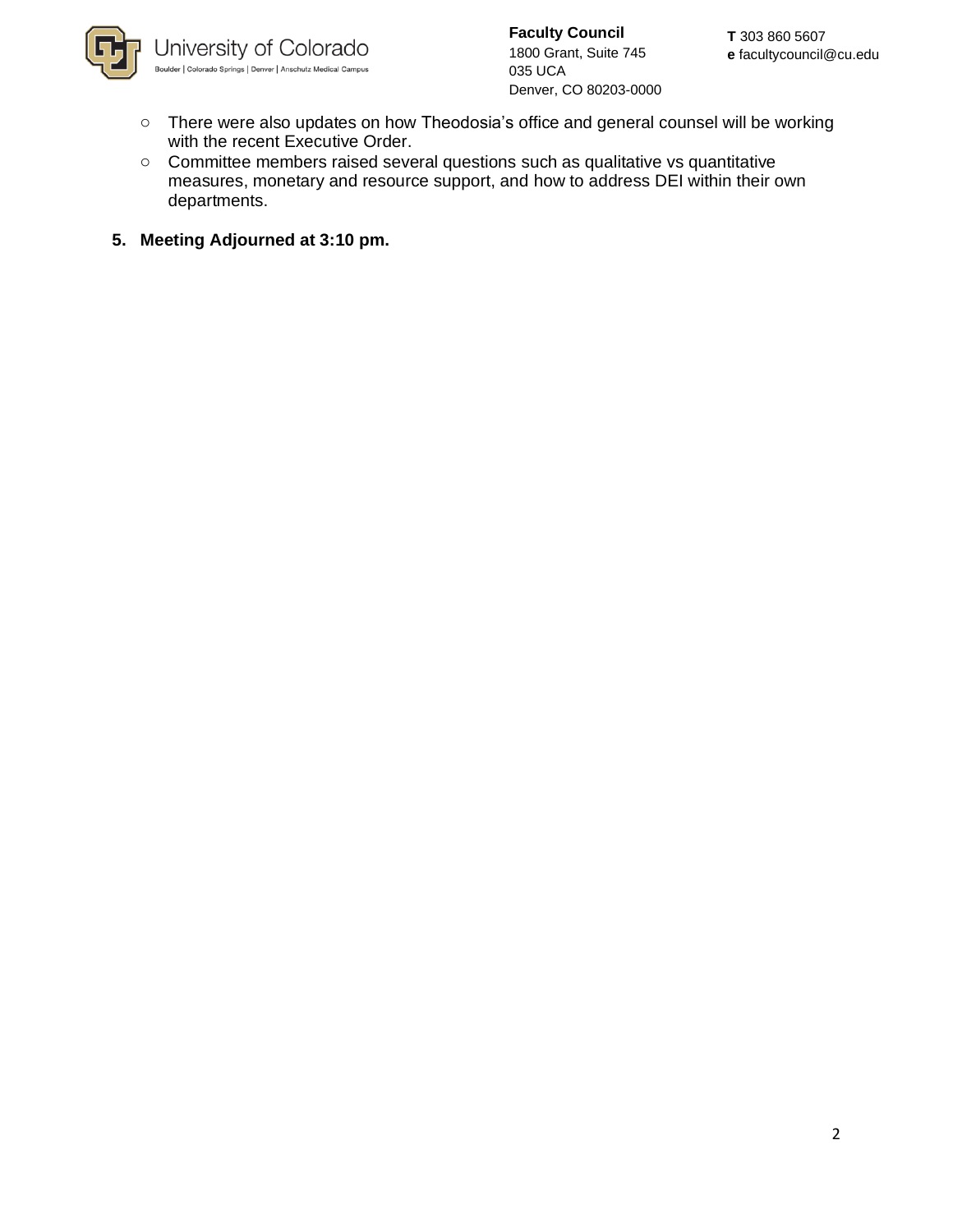- There were also updates on how Theodosia's office and general counsel will be working with the recent Executive Order.
- Committee members raised several questions such as qualitative vs quantitative measures, monetary and resource support, and how to address DEI within their own departments.

5. **Meeting Adjourned at 3:10 pm.**